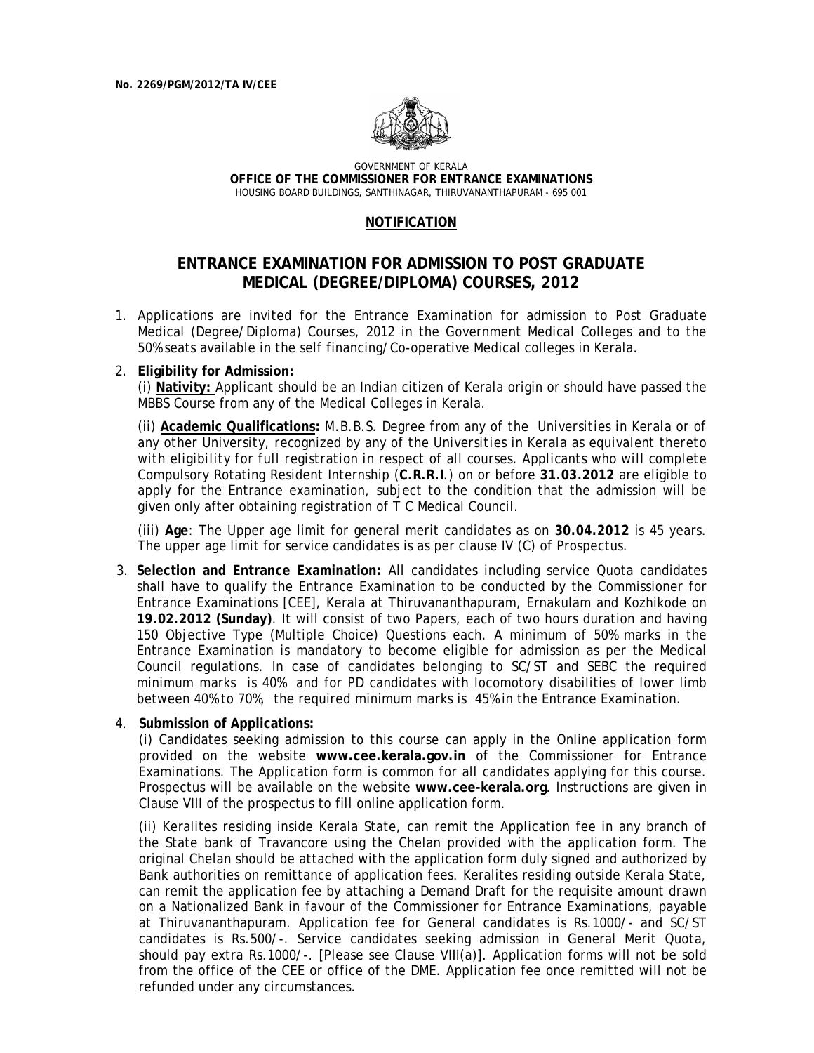**No. 2269/PGM/2012/TA IV/CEE**

GOVERNMENT OF KERALA
**OFFICE OF THE COMMISSIONER FOR ENTRANCE EXAMINATIONS**
HOUSING BOARD BUILDINGS, SANTHINAGAR, THIRUVANANTHAPURAM - 695 001

**NOTIFICATION**

# ENTRANCE EXAMINATION FOR ADMISSION TO POST GRADUATE MEDICAL (DEGREE/DIPLOMA) COURSES, 2012

1. Applications are invited for the Entrance Examination for admission to Post Graduate Medical (Degree/Diploma) Courses, 2012 in the Government Medical Colleges and to the 50% seats available in the self financing/Co-operative Medical colleges in Kerala.

2. **Eligibility for Admission:**

   (i) **Nativity:** Applicant should be an Indian citizen of Kerala origin or should have passed the MBBS Course from any of the Medical Colleges in Kerala.

   (ii) **Academic Qualifications:** *M.B.B.S. Degree from any of the Universities in Kerala or of any other University, recognized by any of the Universities in Kerala as equivalent thereto with eligibility for full registration in respect of all courses.* Applicants who will complete Compulsory Rotating Resident Internship (**C.R.R.I**.) on or before **31.03.2012** are eligible to apply for the Entrance examination, subject to the condition that the admission will be given only after obtaining registration of T C Medical Council.

   (iii) **Age**: The Upper age limit for general merit candidates as on **30.04.2012** is 45 years. The upper age limit for service candidates is as per clause IV (C) of Prospectus.

3. **Selection and Entrance Examination:** All candidates including service Quota candidates shall have to qualify the Entrance Examination to be conducted by the Commissioner for Entrance Examinations [CEE], Kerala at Thiruvananthapuram, Ernakulam and Kozhikode on **19.02.2012 (Sunday)**. It will consist of two Papers, each of two hours duration and having 150 Objective Type (Multiple Choice) Questions each. A minimum of 50% marks in the Entrance Examination is mandatory to become eligible for admission as per the Medical Council regulations. In case of candidates belonging to SC/ST and SEBC the required minimum marks is 40% and for PD candidates with locomotory disabilities of lower limb between 40% to 70%, the required minimum marks is 45% in the Entrance Examination.

4. **Submission of Applications:**

   (i) Candidates seeking admission to this course can apply in the Online application form provided on the website **www.cee.kerala.gov.in** of the Commissioner for Entrance Examinations. The Application form is common for all candidates applying for this course. Prospectus will be available on the website **www.cee-kerala.org**. Instructions are given in Clause VIII of the prospectus to fill online application form.

   (ii) Keralites residing inside Kerala State, can remit the Application fee in any branch of the State bank of Travancore using the Chelan provided with the application form. The original Chelan should be attached with the application form duly signed and authorized by Bank authorities on remittance of application fees. Keralites residing outside Kerala State, can remit the application fee by attaching a Demand Draft for the requisite amount drawn on a Nationalized Bank in favour of the Commissioner for Entrance Examinations, payable at Thiruvananthapuram. Application fee for General candidates is Rs.1000/- and SC/ST candidates is Rs.500/-. Service candidates seeking admission in General Merit Quota, should pay extra Rs.1000/-. [Please see Clause VIII(a)]. Application forms will not be sold from the office of the CEE or office of the DME. Application fee once remitted will not be refunded under any circumstances.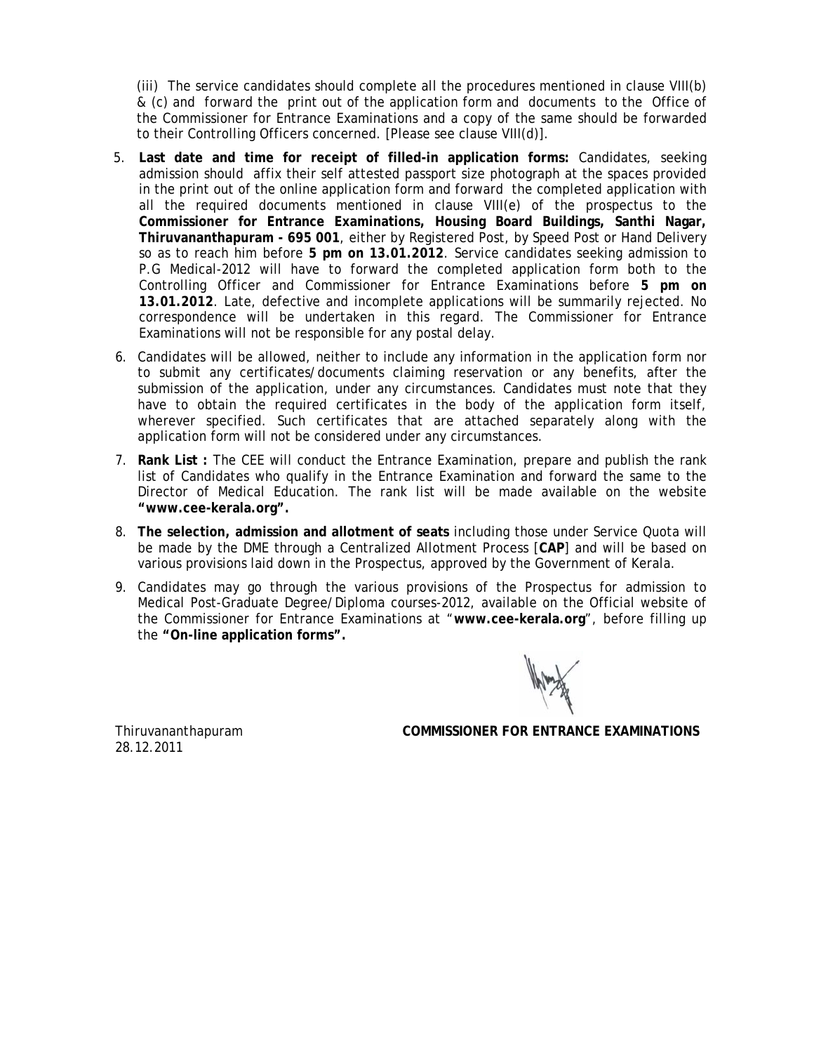(iii) The service candidates should complete all the procedures mentioned in clause VIII(b) & (c) and forward the print out of the application form and documents to the Office of the Commissioner for Entrance Examinations and a copy of the same should be forwarded to their Controlling Officers concerned. [Please see clause VIII(d)].

5. **Last date and time for receipt of filled-in application forms:** Candidates, seeking admission should affix their self attested passport size photograph at the spaces provided in the print out of the online application form and forward the completed application with all the required documents mentioned in clause VIII(e) of the prospectus to the **Commissioner for Entrance Examinations, Housing Board Buildings, Santhi Nagar, Thiruvananthapuram - 695 001**, either by Registered Post, by Speed Post or Hand Delivery so as to reach him before **5 pm on 13.01.2012**. Service candidates seeking admission to P.G Medical-2012 will have to forward the completed application form both to the Controlling Officer and Commissioner for Entrance Examinations before **5 pm on 13.01.2012**. Late, defective and incomplete applications will be summarily rejected. No correspondence will be undertaken in this regard. The Commissioner for Entrance Examinations will not be responsible for any postal delay.

6. Candidates will be allowed, neither to include any information in the application form nor to submit any certificates/documents claiming reservation or any benefits, after the submission of the application, under any circumstances. Candidates must note that they have to obtain the required certificates in the body of the application form itself, wherever specified. Such certificates that are attached separately along with the application form will not be considered under any circumstances.

7. **Rank List :** The CEE will conduct the Entrance Examination, prepare and publish the rank list of Candidates who qualify in the Entrance Examination and forward the same to the Director of Medical Education. The rank list will be made available on the website **"www.cee-kerala.org".**

8. **The selection, admission and allotment of seats** including those under Service Quota will be made by the DME through a Centralized Allotment Process [**CAP**] and will be based on various provisions laid down in the Prospectus, approved by the Government of Kerala.

9. Candidates may go through the various provisions of the Prospectus for admission to Medical Post-Graduate Degree/Diploma courses-2012, available on the Official website of the Commissioner for Entrance Examinations at "**www.cee-kerala.org**", before filling up the **"On-line application forms".**

Thiruvananthapuram
28.12.2011

**COMMISSIONER FOR ENTRANCE EXAMINATIONS**